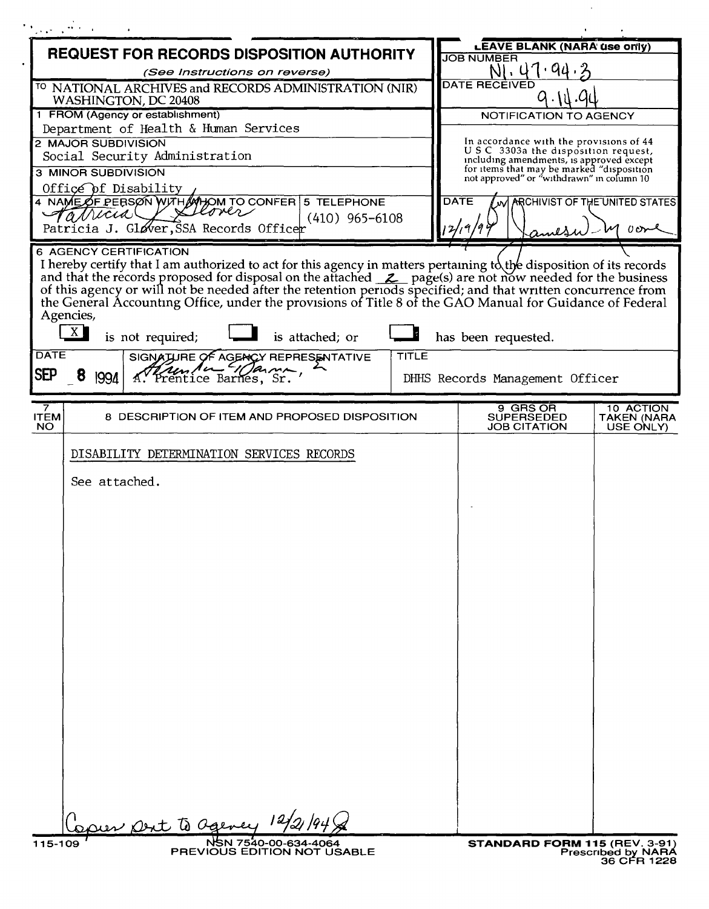# REQUEST FOR RECORDS DISPOSITION AUTHORITY

*(See Instructions on reverse)*

TO NATIONAL ARCHIVES and RECORDS ADMINISTRATION (NIR)
WASHINGTON, DC 20408

**LEAVE BLANK (NARA use only)**

JOB NUMBER: N1-47-94-3

DATE RECEIVED: 9-14-94

NOTIFICATION TO AGENCY

In accordance with the provisions of 44 U S C 3303a the disposition request, including amendments, is approved except for items that may be marked "disposition not approved" or "withdrawn" in column 10

DATE: 12/19/94 | ARCHIVIST OF THE UNITED STATES: James W. Moore

1 FROM (Agency or establishment)
Department of Health & Human Services

2 MAJOR SUBDIVISION
Social Security Administration

3 MINOR SUBDIVISION
Office of Disability

4 NAME OF PERSON WITH WHOM TO CONFER
Patricia J. Glover
Patricia J. Glover, SSA Records Officer

5 TELEPHONE
(410) 965-6108

6 AGENCY CERTIFICATION

I hereby certify that I am authorized to act for this agency in matters pertaining to the disposition of its records and that the records proposed for disposal on the attached 2 page(s) are not now needed for the business of this agency or will not be needed after the retention periods specified; and that written concurrence from the General Accounting Office, under the provisions of Title 8 of the GAO Manual for Guidance of Federal Agencies,

[X] is not required; [ ] is attached; or [ ] has been requested.

| DATE | SIGNATURE OF AGENCY REPRESENTATIVE | TITLE |
|---|---|---|
| SEP 8 1994 | A. Prentice Barnes, Sr. | DHHS Records Management Officer |

| 7 ITEM NO | 8 DESCRIPTION OF ITEM AND PROPOSED DISPOSITION | 9 GRS OR SUPERSEDED JOB CITATION | 10 ACTION TAKEN (NARA USE ONLY) |
|---|---|---|---|
| | DISABILITY DETERMINATION SERVICES RECORDS<br><br>See attached. | | |

Copies sent to agency 12/21/94

115-109 NSN 7540-00-634-4064
PREVIOUS EDITION NOT USABLE

STANDARD FORM 115 (REV. 3-91)
Prescribed by NARA
36 CFR 1228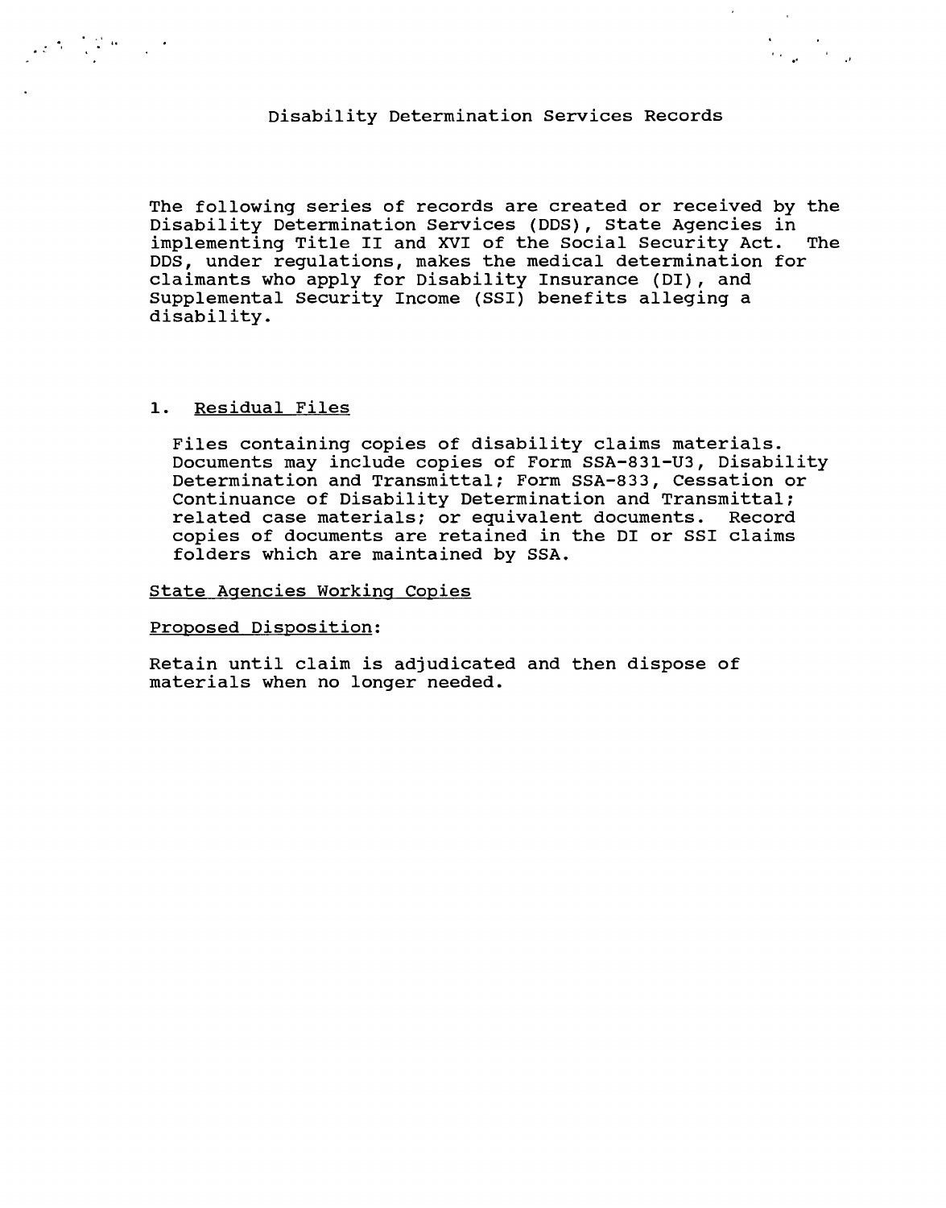# Disability Determination Services Records

The following series of records are created or received by the Disability Determination Services (DDS), State Agencies in implementing Title II and XVI of the Social Security Act. The DDS, under regulations, makes the medical determination for claimants who apply for Disability Insurance (DI), and Supplemental Security Income (SSI) benefits alleging a disability.

1. Residual Files

   Files containing copies of disability claims materials. Documents may include copies of Form SSA-831-U3, Disability Determination and Transmittal; Form SSA-833, Cessation or Continuance of Disability Determination and Transmittal; related case materials; or equivalent documents. Record copies of documents are retained in the DI or SSI claims folders which are maintained by SSA.

State Agencies Working Copies

Proposed Disposition:

Retain until claim is adjudicated and then dispose of materials when no longer needed.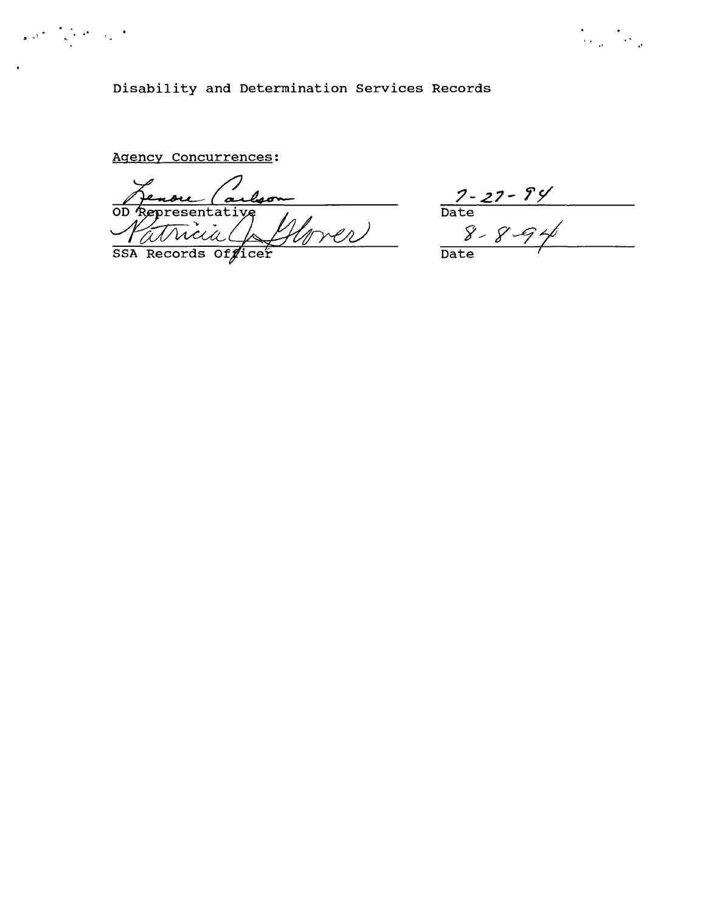Disability and Determination Services Records

Agency Concurrences:

Lenore Carlson
OD Representative

7-27-94
Date

Patricia J. Glover
SSA Records Officer

8-8-94
Date